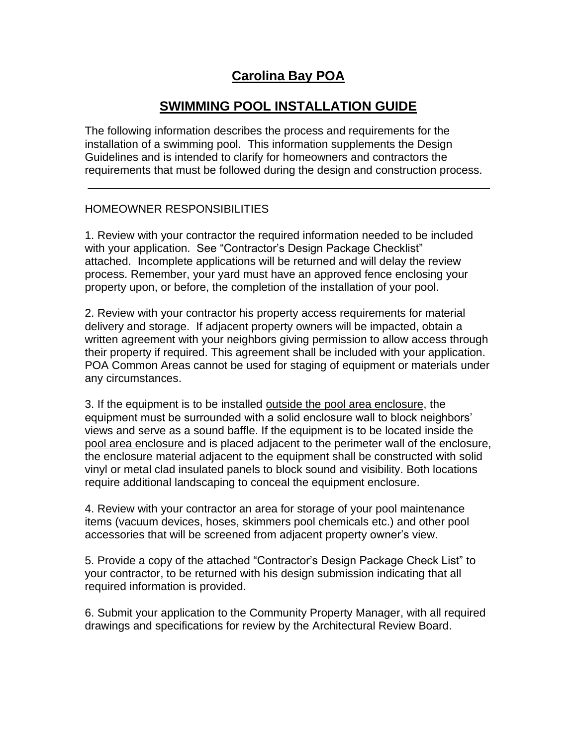# Carolina Bay POA

## SWIMMING POOL INSTALLATION GUIDE

The following information describes the process and requirements for the installation of a swimming pool. This information supplements the Design Guidelines and is intended to clarify for homeowners and contractors the requirements that must be followed during the design and construction process.

---

HOMEOWNER RESPONSIBILITIES

1. Review with your contractor the required information needed to be included with your application. See "Contractor's Design Package Checklist" attached. Incomplete applications will be returned and will delay the review process. Remember, your yard must have an approved fence enclosing your property upon, or before, the completion of the installation of your pool.

2. Review with your contractor his property access requirements for material delivery and storage. If adjacent property owners will be impacted, obtain a written agreement with your neighbors giving permission to allow access through their property if required. This agreement shall be included with your application. POA Common Areas cannot be used for staging of equipment or materials under any circumstances.

3. If the equipment is to be installed <u>outside the pool area enclosure</u>, the equipment must be surrounded with a solid enclosure wall to block neighbors' views and serve as a sound baffle. If the equipment is to be located <u>inside the pool area enclosure</u> and is placed adjacent to the perimeter wall of the enclosure, the enclosure material adjacent to the equipment shall be constructed with solid vinyl or metal clad insulated panels to block sound and visibility. Both locations require additional landscaping to conceal the equipment enclosure.

4. Review with your contractor an area for storage of your pool maintenance items (vacuum devices, hoses, skimmers pool chemicals etc.) and other pool accessories that will be screened from adjacent property owner's view.

5. Provide a copy of the attached "Contractor's Design Package Check List" to your contractor, to be returned with his design submission indicating that all required information is provided.

6. Submit your application to the Community Property Manager, with all required drawings and specifications for review by the Architectural Review Board.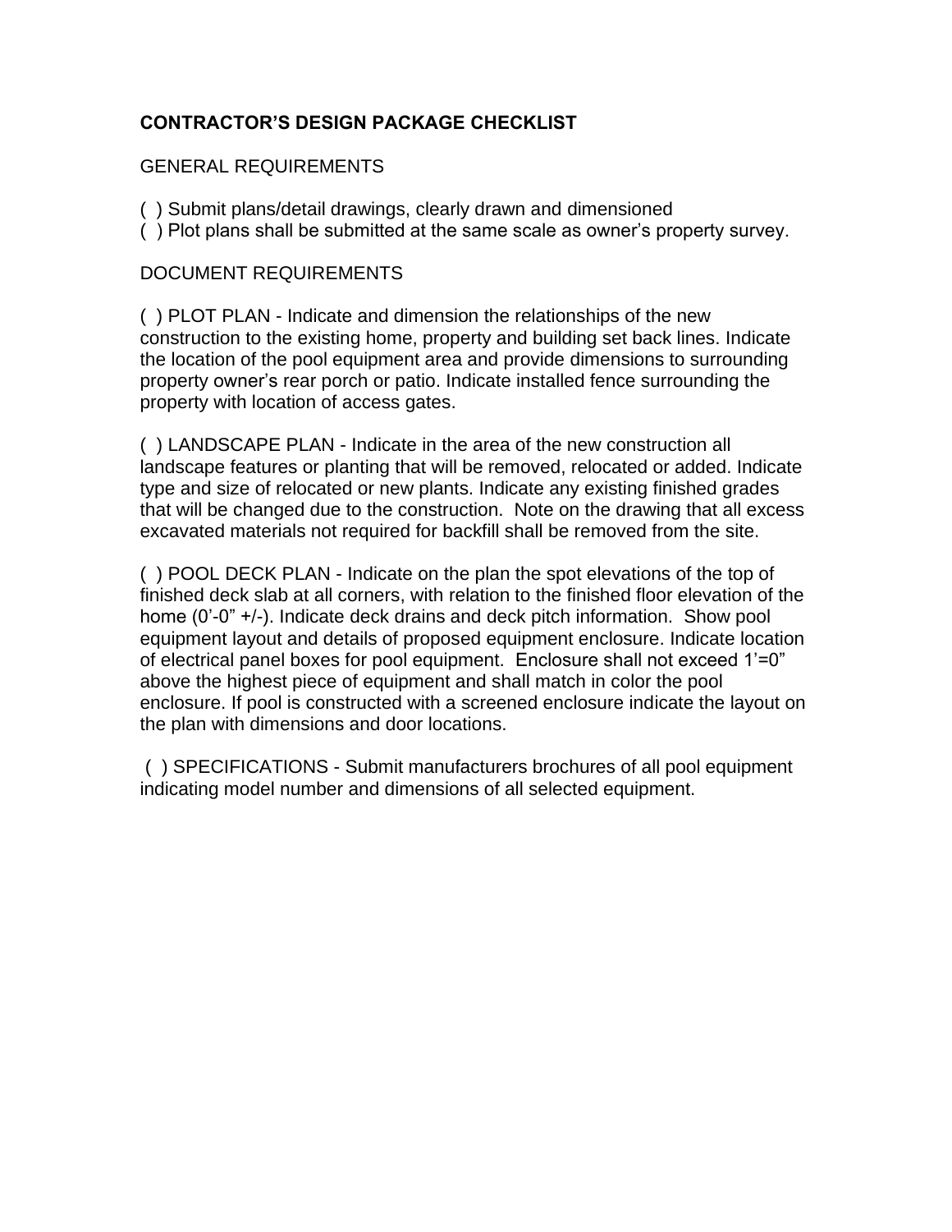**CONTRACTOR'S DESIGN PACKAGE CHECKLIST**

GENERAL REQUIREMENTS

( ) Submit plans/detail drawings, clearly drawn and dimensioned
( ) Plot plans shall be submitted at the same scale as owner's property survey.

DOCUMENT REQUIREMENTS

( ) PLOT PLAN - Indicate and dimension the relationships of the new construction to the existing home, property and building set back lines. Indicate the location of the pool equipment area and provide dimensions to surrounding property owner's rear porch or patio. Indicate installed fence surrounding the property with location of access gates.

( ) LANDSCAPE PLAN - Indicate in the area of the new construction all landscape features or planting that will be removed, relocated or added. Indicate type and size of relocated or new plants. Indicate any existing finished grades that will be changed due to the construction. Note on the drawing that all excess excavated materials not required for backfill shall be removed from the site.

( ) POOL DECK PLAN - Indicate on the plan the spot elevations of the top of finished deck slab at all corners, with relation to the finished floor elevation of the home (0'-0" +/-). Indicate deck drains and deck pitch information. Show pool equipment layout and details of proposed equipment enclosure. Indicate location of electrical panel boxes for pool equipment. Enclosure shall not exceed 1'=0" above the highest piece of equipment and shall match in color the pool enclosure. If pool is constructed with a screened enclosure indicate the layout on the plan with dimensions and door locations.

( ) SPECIFICATIONS - Submit manufacturers brochures of all pool equipment indicating model number and dimensions of all selected equipment.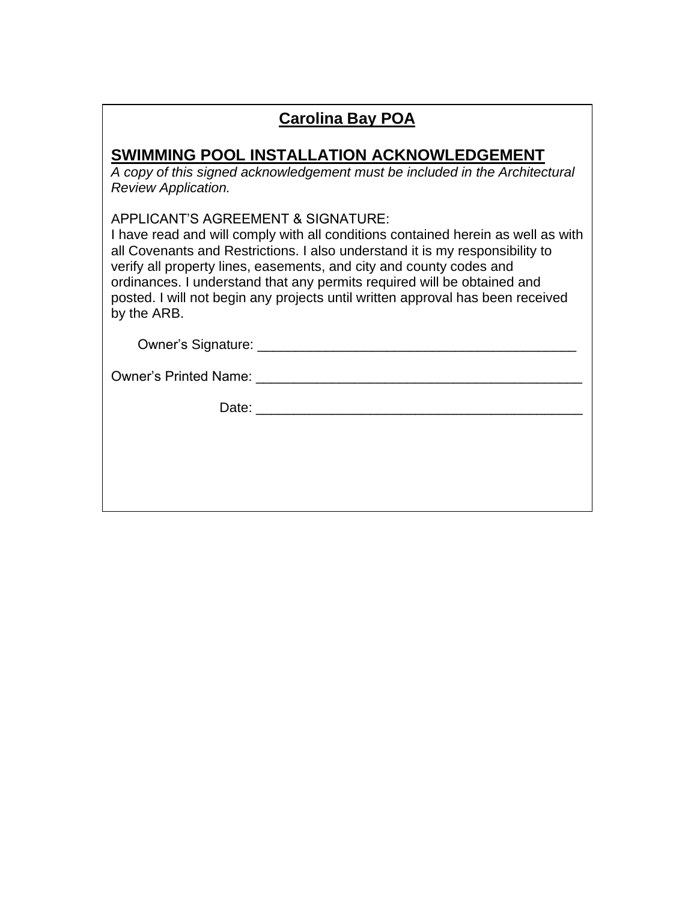## Carolina Bay POA

## SWIMMING POOL INSTALLATION ACKNOWLEDGEMENT

*A copy of this signed acknowledgement must be included in the Architectural Review Application.*

APPLICANT'S AGREEMENT & SIGNATURE:
I have read and will comply with all conditions contained herein as well as with all Covenants and Restrictions. I also understand it is my responsibility to verify all property lines, easements, and city and county codes and ordinances. I understand that any permits required will be obtained and posted. I will not begin any projects until written approval has been received by the ARB.

Owner's Signature: ___________________________________________

Owner's Printed Name: ___________________________________________

Date: ___________________________________________